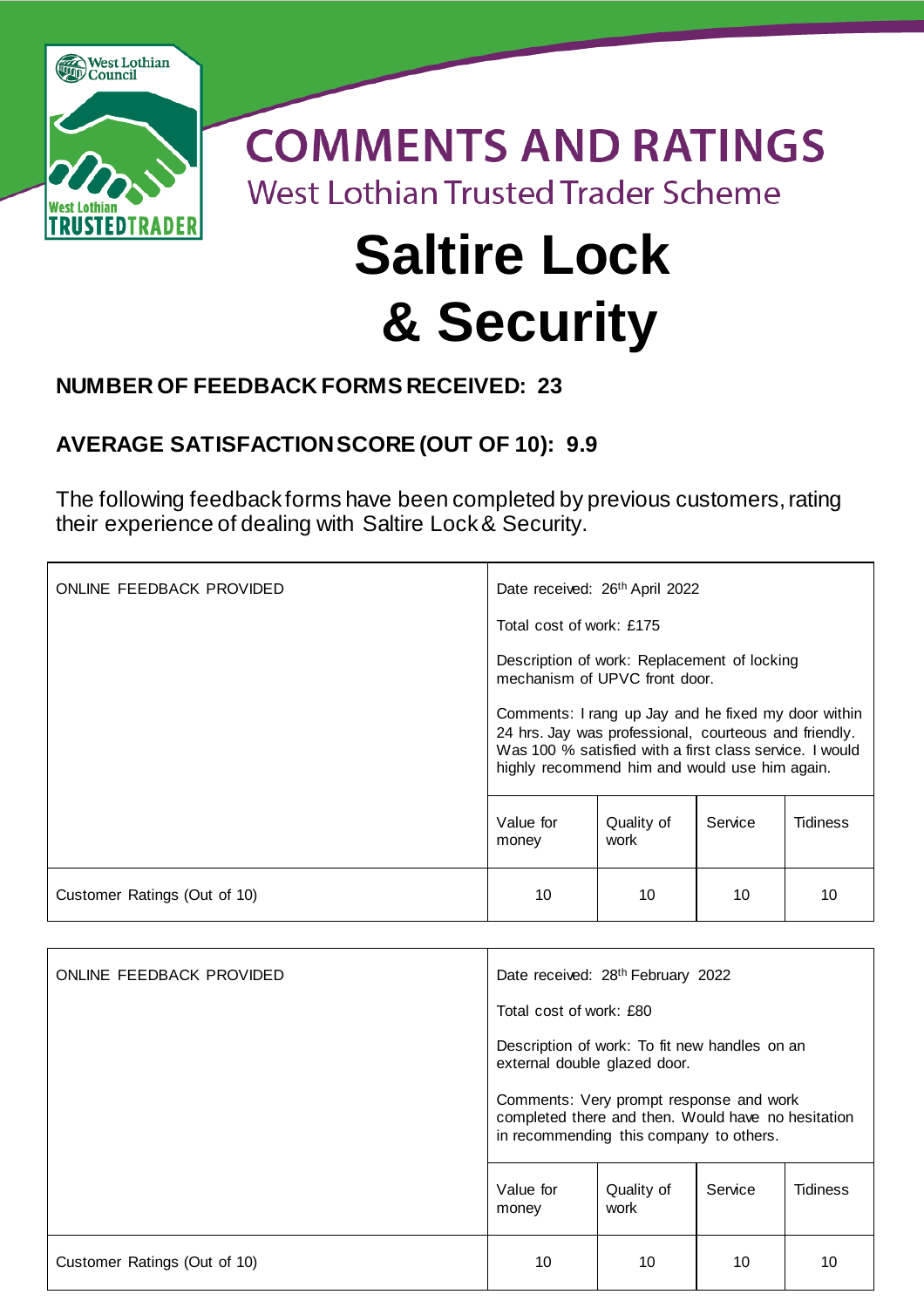# COMMENTS AND RATINGS

## West Lothian Trusted Trader Scheme

# Saltire Lock & Security

**NUMBER OF FEEDBACK FORMS RECEIVED: 23**

**AVERAGE SATISFACTION SCORE (OUT OF 10): 9.9**

The following feedback forms have been completed by previous customers, rating their experience of dealing with Saltire Lock & Security.

| ONLINE FEEDBACK PROVIDED | Date received: 26th April 2022<br><br>Total cost of work: £175<br><br>Description of work: Replacement of locking mechanism of UPVC front door.<br><br>Comments: I rang up Jay and he fixed my door within 24 hrs. Jay was professional, courteous and friendly. Was 100 % satisfied with a first class service. I would highly recommend him and would use him again. | | | |
|---|---|---|---|---|
| | Value for money | Quality of work | Service | Tidiness |
| Customer Ratings (Out of 10) | 10 | 10 | 10 | 10 |

| ONLINE FEEDBACK PROVIDED | Date received: 28th February 2022<br><br>Total cost of work: £80<br><br>Description of work: To fit new handles on an external double glazed door.<br><br>Comments: Very prompt response and work completed there and then. Would have no hesitation in recommending this company to others. | | | |
|---|---|---|---|---|
| | Value for money | Quality of work | Service | Tidiness |
| Customer Ratings (Out of 10) | 10 | 10 | 10 | 10 |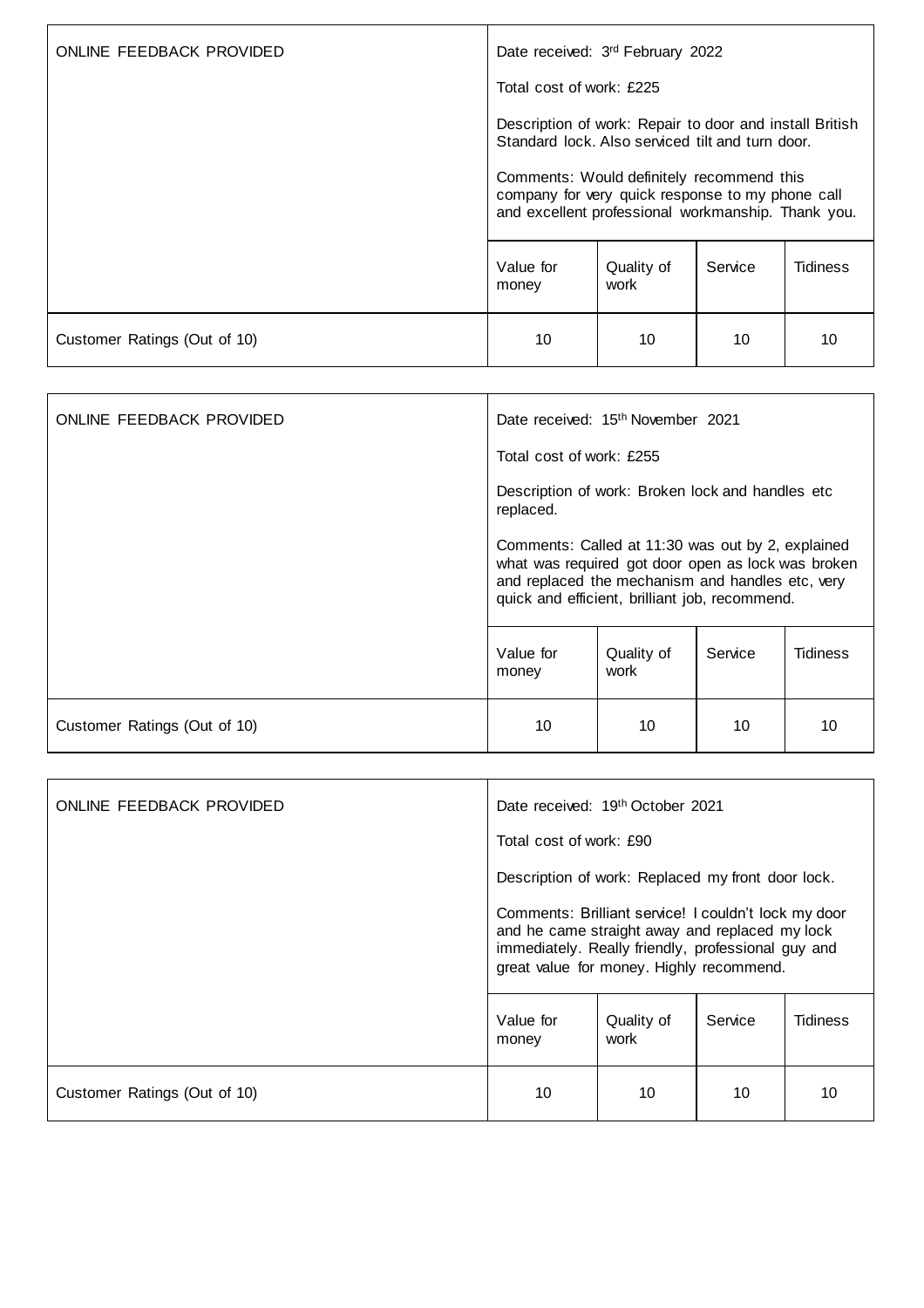| ONLINE FEEDBACK PROVIDED | Date received: 3rd February 2022<br><br>Total cost of work: £225<br><br>Description of work: Repair to door and install British Standard lock. Also serviced tilt and turn door.<br><br>Comments: Would definitely recommend this company for very quick response to my phone call and excellent professional workmanship. Thank you. | | | |
|---|---|---|---|---|
| | Value for money | Quality of work | Service | Tidiness |
| Customer Ratings (Out of 10) | 10 | 10 | 10 | 10 |

| ONLINE FEEDBACK PROVIDED | Date received: 15th November 2021<br><br>Total cost of work: £255<br><br>Description of work: Broken lock and handles etc replaced.<br><br>Comments: Called at 11:30 was out by 2, explained what was required got door open as lock was broken and replaced the mechanism and handles etc, very quick and efficient, brilliant job, recommend. | | | |
|---|---|---|---|---|
| | Value for money | Quality of work | Service | Tidiness |
| Customer Ratings (Out of 10) | 10 | 10 | 10 | 10 |

| ONLINE FEEDBACK PROVIDED | Date received: 19th October 2021<br><br>Total cost of work: £90<br><br>Description of work: Replaced my front door lock.<br><br>Comments: Brilliant service! I couldn't lock my door and he came straight away and replaced my lock immediately. Really friendly, professional guy and great value for money. Highly recommend. | | | |
|---|---|---|---|---|
| | Value for money | Quality of work | Service | Tidiness |
| Customer Ratings (Out of 10) | 10 | 10 | 10 | 10 |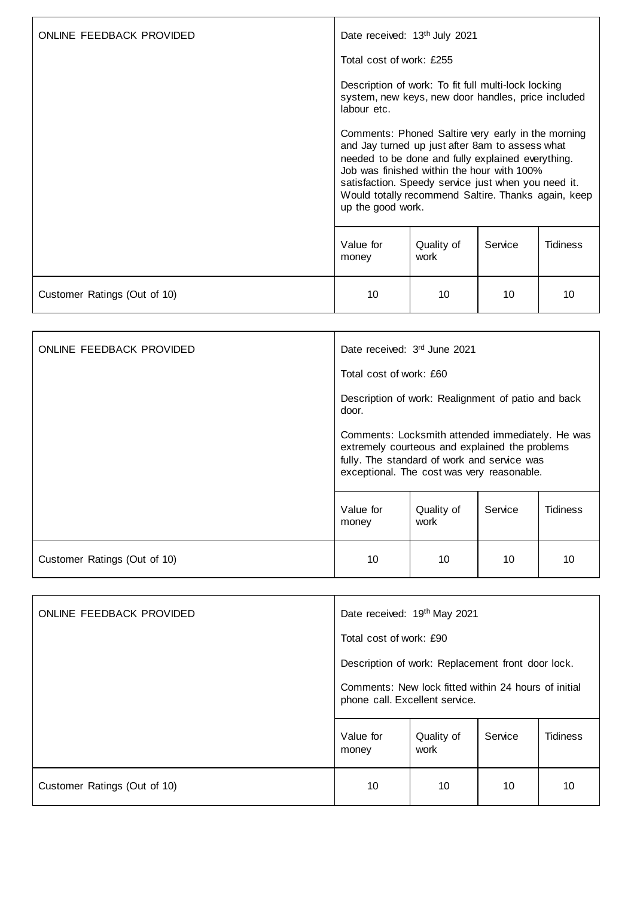| ONLINE FEEDBACK PROVIDED | Date received: 13th July 2021<br><br>Total cost of work: £255<br><br>Description of work: To fit full multi-lock locking system, new keys, new door handles, price included labour etc.<br><br>Comments: Phoned Saltire very early in the morning and Jay turned up just after 8am to assess what needed to be done and fully explained everything. Job was finished within the hour with 100% satisfaction. Speedy service just when you need it. Would totally recommend Saltire. Thanks again, keep up the good work. | | | |
|---|---|---|---|---|
| | Value for money | Quality of work | Service | Tidiness |
| Customer Ratings (Out of 10) | 10 | 10 | 10 | 10 |

| ONLINE FEEDBACK PROVIDED | Date received: 3rd June 2021<br><br>Total cost of work: £60<br><br>Description of work: Realignment of patio and back door.<br><br>Comments: Locksmith attended immediately. He was extremely courteous and explained the problems fully. The standard of work and service was exceptional. The cost was very reasonable. | | | |
|---|---|---|---|---|
| | Value for money | Quality of work | Service | Tidiness |
| Customer Ratings (Out of 10) | 10 | 10 | 10 | 10 |

| ONLINE FEEDBACK PROVIDED | Date received: 19th May 2021<br><br>Total cost of work: £90<br><br>Description of work: Replacement front door lock.<br><br>Comments: New lock fitted within 24 hours of initial phone call. Excellent service. | | | |
|---|---|---|---|---|
| | Value for money | Quality of work | Service | Tidiness |
| Customer Ratings (Out of 10) | 10 | 10 | 10 | 10 |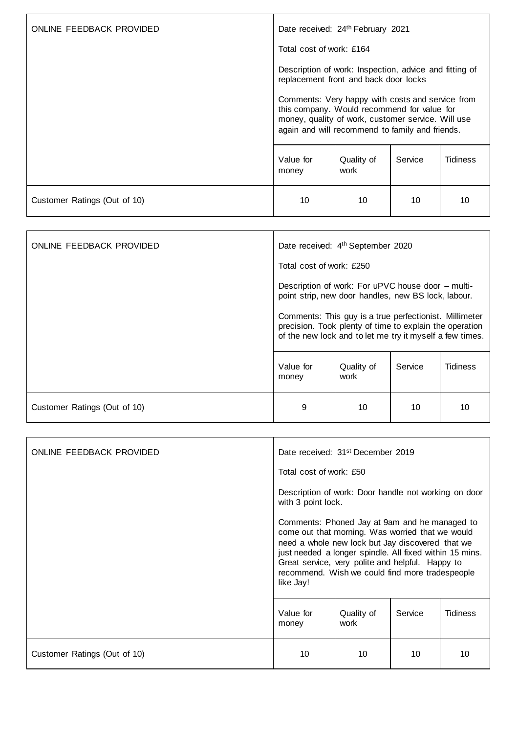| ONLINE FEEDBACK PROVIDED | Date received: 24th February 2021<br><br>Total cost of work: £164<br><br>Description of work: Inspection, advice and fitting of replacement front and back door locks<br><br>Comments: Very happy with costs and service from this company. Would recommend for value for money, quality of work, customer service. Will use again and will recommend to family and friends. | | | |
|---|---|---|---|---|
| | Value for money | Quality of work | Service | Tidiness |
| Customer Ratings (Out of 10) | 10 | 10 | 10 | 10 |

| ONLINE FEEDBACK PROVIDED | Date received: 4th September 2020<br><br>Total cost of work: £250<br><br>Description of work: For uPVC house door – multi-point strip, new door handles, new BS lock, labour.<br><br>Comments: This guy is a true perfectionist. Millimeter precision. Took plenty of time to explain the operation of the new lock and to let me try it myself a few times. | | | |
|---|---|---|---|---|
| | Value for money | Quality of work | Service | Tidiness |
| Customer Ratings (Out of 10) | 9 | 10 | 10 | 10 |

| ONLINE FEEDBACK PROVIDED | Date received: 31st December 2019<br><br>Total cost of work: £50<br><br>Description of work: Door handle not working on door with 3 point lock.<br><br>Comments: Phoned Jay at 9am and he managed to come out that morning. Was worried that we would need a whole new lock but Jay discovered that we just needed a longer spindle. All fixed within 15 mins. Great service, very polite and helpful. Happy to recommend. Wish we could find more tradespeople like Jay! | | | |
|---|---|---|---|---|
| | Value for money | Quality of work | Service | Tidiness |
| Customer Ratings (Out of 10) | 10 | 10 | 10 | 10 |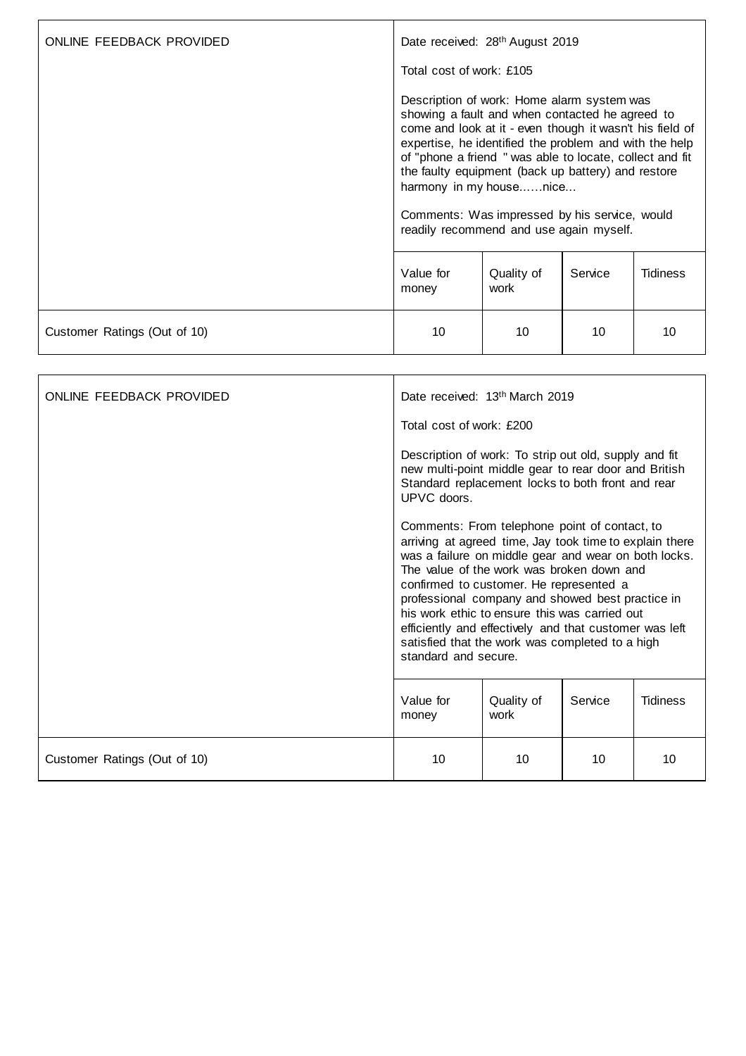| ONLINE FEEDBACK PROVIDED | Date received: 28th August 2019<br><br>Total cost of work: £105<br><br>Description of work: Home alarm system was showing a fault and when contacted he agreed to come and look at it - even though it wasn't his field of expertise, he identified the problem and with the help of "phone a friend " was able to locate, collect and fit the faulty equipment (back up battery) and restore harmony in my house……nice...<br><br>Comments: Was impressed by his service, would readily recommend and use again myself. | | | |
|---|---|---|---|---|
| | Value for money | Quality of work | Service | Tidiness |
| Customer Ratings (Out of 10) | 10 | 10 | 10 | 10 |

| ONLINE FEEDBACK PROVIDED | Date received: 13th March 2019<br><br>Total cost of work: £200<br><br>Description of work: To strip out old, supply and fit new multi-point middle gear to rear door and British Standard replacement locks to both front and rear UPVC doors.<br><br>Comments: From telephone point of contact, to arriving at agreed time, Jay took time to explain there was a failure on middle gear and wear on both locks. The value of the work was broken down and confirmed to customer. He represented a professional company and showed best practice in his work ethic to ensure this was carried out efficiently and effectively and that customer was left satisfied that the work was completed to a high standard and secure. | | | |
|---|---|---|---|---|
| | Value for money | Quality of work | Service | Tidiness |
| Customer Ratings (Out of 10) | 10 | 10 | 10 | 10 |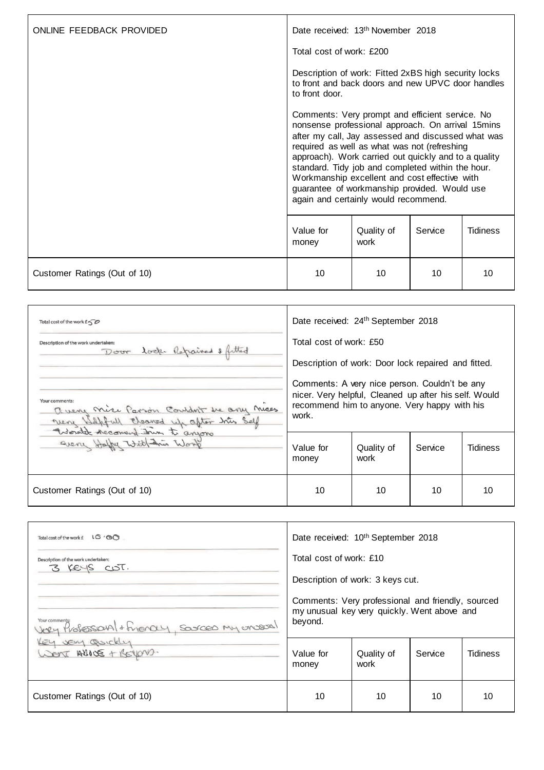| ONLINE FEEDBACK PROVIDED | Date received: 13th November 2018<br><br>Total cost of work: £200<br><br>Description of work: Fitted 2xBS high security locks to front and back doors and new UPVC door handles to front door.<br><br>Comments: Very prompt and efficient service. No nonsense professional approach. On arrival 15mins after my call, Jay assessed and discussed what was required as well as what was not (refreshing approach). Work carried out quickly and to a quality standard. Tidy job and completed within the hour. Workmanship excellent and cost effective with guarantee of workmanship provided. Would use again and certainly would recommend. | | | |
|---|---|---|---|---|
| | Value for money | Quality of work | Service | Tidiness |
| Customer Ratings (Out of 10) | 10 | 10 | 10 | 10 |

| Total cost of the work £50<br><br>Description of the work undertaken:<br>Door lock Repaired & fitted<br><br>Your comments:<br>A very nice Person Couldn't be any nicer very Helpfull Cleaned up after his Self Would Recomend him to anyone very Happy With his Work | Date received: 24th September 2018<br><br>Total cost of work: £50<br><br>Description of work: Door lock repaired and fitted.<br><br>Comments: A very nice person. Couldn't be any nicer. Very helpful, Cleaned up after his self. Would recommend him to anyone. Very happy with his work. | | | |
|---|---|---|---|---|
| | Value for money | Quality of work | Service | Tidiness |
| Customer Ratings (Out of 10) | 10 | 10 | 10 | 10 |

| Total cost of the work £ 10.00<br><br>Description of the work undertaken:<br>3 KEYS CUT.<br><br>Your comments:<br>Very Professional + Friendly, Sourced my unusual key very quickly Went above + Beyond. | Date received: 10th September 2018<br><br>Total cost of work: £10<br><br>Description of work: 3 keys cut.<br><br>Comments: Very professional and friendly, sourced my unusual key very quickly. Went above and beyond. | | | |
|---|---|---|---|---|
| | Value for money | Quality of work | Service | Tidiness |
| Customer Ratings (Out of 10) | 10 | 10 | 10 | 10 |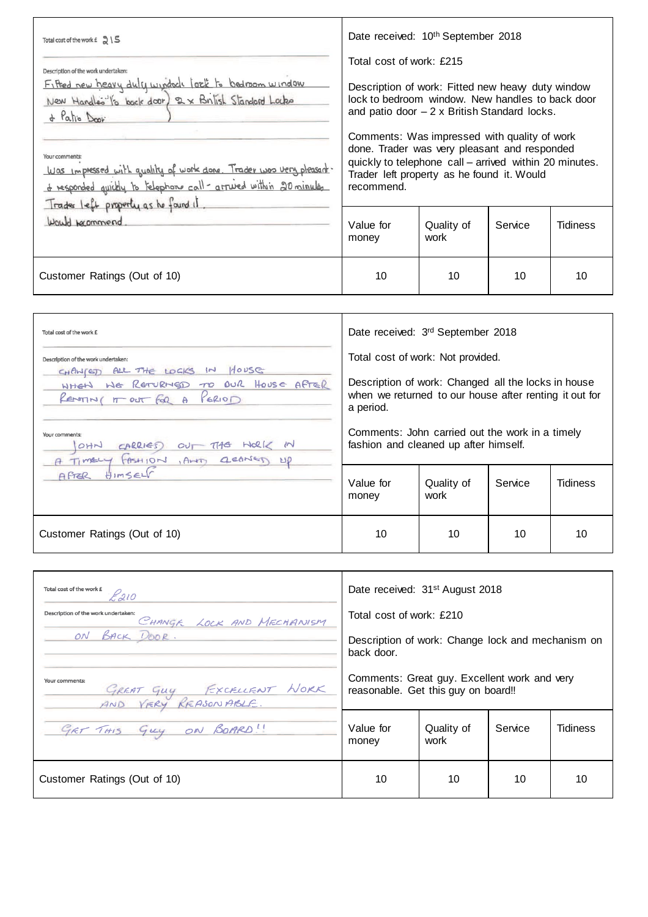| Total cost of the work £ 215<br><br>Description of the work undertaken:<br>Fitted new heavy duty window lock to bedroom window<br>New Handles to back door } 2 x British Standard Locks<br>& Patio Door }<br><br>Your comments:<br>Was impressed with quality of work done. Trader was very pleasant & responded quickly to telephone call - arrived within 20 minutes. Trader left property as he found it.<br>Would recommend. | Date received: 10th September 2018<br><br>Total cost of work: £215<br><br>Description of work: Fitted new heavy duty window lock to bedroom window. New handles to back door and patio door – 2 x British Standard locks.<br><br>Comments: Was impressed with quality of work done. Trader was very pleasant and responded quickly to telephone call – arrived within 20 minutes. Trader left property as he found it. Would recommend. | | | |
|---|---|---|---|---|
| | Value for money | Quality of work | Service | Tidiness |
| Customer Ratings (Out of 10) | 10 | 10 | 10 | 10 |

| Total cost of the work £<br><br>Description of the work undertaken:<br>CHANGED ALL THE LOCKS IN HOUSE WHEN WE RETURNED TO OUR HOUSE AFTER RENTING IT OUT FOR A PERIOD<br><br>Your comments:<br>JOHN CARRIED OUT THE WORK IN A TIMELY FASHION, AND CLEANED UP AFTER HIMSELF | Date received: 3rd September 2018<br><br>Total cost of work: Not provided.<br><br>Description of work: Changed all the locks in house when we returned to our house after renting it out for a period.<br><br>Comments: John carried out the work in a timely fashion and cleaned up after himself. | | | |
|---|---|---|---|---|
| | Value for money | Quality of work | Service | Tidiness |
| Customer Ratings (Out of 10) | 10 | 10 | 10 | 10 |

| Total cost of the work £ £210<br><br>Description of the work undertaken:<br>CHANGE LOCK AND MECHANISM ON BACK DOOR.<br><br>Your comments:<br>GREAT GUY EXCELLENT WORK AND VERY REASONABLE.<br>GET THIS GUY ON BOARD!! | Date received: 31st August 2018<br><br>Total cost of work: £210<br><br>Description of work: Change lock and mechanism on back door.<br><br>Comments: Great guy. Excellent work and very reasonable. Get this guy on board!! | | | |
|---|---|---|---|---|
| | Value for money | Quality of work | Service | Tidiness |
| Customer Ratings (Out of 10) | 10 | 10 | 10 | 10 |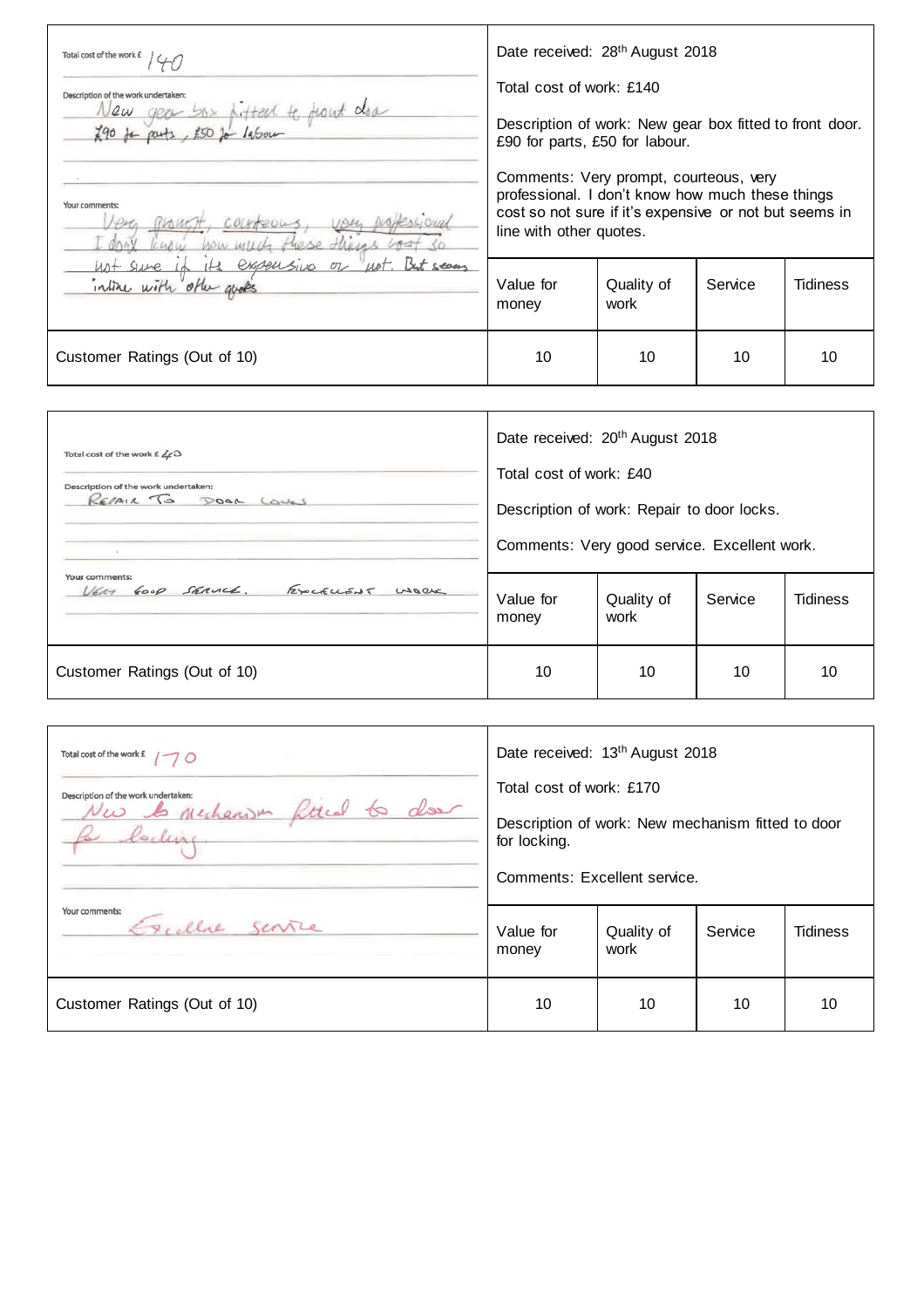| Total cost of the work £ 140<br><br>Description of the work undertaken:<br>New gear box fitted to front door £90 for parts, £50 for labour<br><br>Your comments:<br>Very prompt, courteous, very professional I don't know how much these things cost so not sure if its expensive or not. But seems inline with other quotes | Date received: 28th August 2018<br><br>Total cost of work: £140<br><br>Description of work: New gear box fitted to front door. £90 for parts, £50 for labour.<br><br>Comments: Very prompt, courteous, very professional. I don't know how much these things cost so not sure if it's expensive or not but seems in line with other quotes. | | | |
|---|---|---|---|---|
| | Value for money | Quality of work | Service | Tidiness |
| Customer Ratings (Out of 10) | 10 | 10 | 10 | 10 |

| Total cost of the work £ 40<br><br>Description of the work undertaken:<br>REPAIR TO DOOR LOCKS<br><br>Your comments:<br>VERY GOOD SERVICE. EXCELLENT WORK | Date received: 20th August 2018<br><br>Total cost of work: £40<br><br>Description of work: Repair to door locks.<br><br>Comments: Very good service. Excellent work. | | | |
|---|---|---|---|---|
| | Value for money | Quality of work | Service | Tidiness |
| Customer Ratings (Out of 10) | 10 | 10 | 10 | 10 |

| Total cost of the work £ 170<br><br>Description of the work undertaken:<br>New mechanism fitted to door for locking<br><br>Your comments:<br>Excellent service | Date received: 13th August 2018<br><br>Total cost of work: £170<br><br>Description of work: New mechanism fitted to door for locking.<br><br>Comments: Excellent service. | | | |
|---|---|---|---|---|
| | Value for money | Quality of work | Service | Tidiness |
| Customer Ratings (Out of 10) | 10 | 10 | 10 | 10 |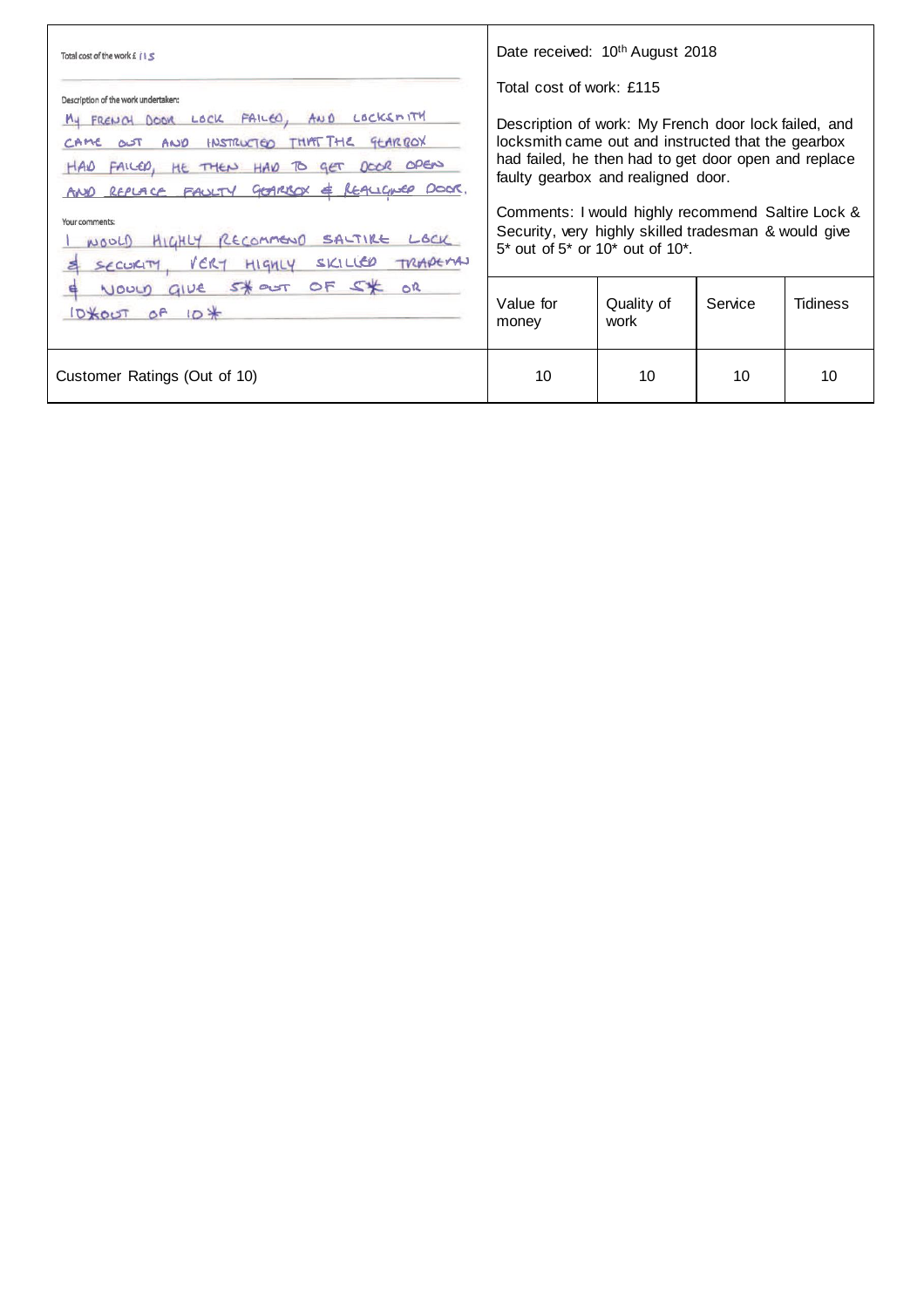| | | | | |
|---|---|---|---|---|
| Total cost of the work £ 115<br><br>Description of the work undertaken:<br>MY FRENCH DOOR LOCK FAILED, AND LOCKSMITH CAME OUT AND INSTRUCTED THAT THE GEARBOX HAD FAILED, HE THEN HAD TO GET DOOR OPEN AND REPLACE FAULTY GEARBOX & REALIGNED DOOR.<br><br>Your comments:<br>I WOULD HIGHLY RECOMMEND SALTIRE LOCK & SECURITY, VERY HIGHLY SKILLED TRADEMAN & WOULD GIVE 5* OUT OF 5* OR 10* OUT OF 10* | Date received: 10th August 2018<br><br>Total cost of work: £115<br><br>Description of work: My French door lock failed, and locksmith came out and instructed that the gearbox had failed, he then had to get door open and replace faulty gearbox and realigned door.<br><br>Comments: I would highly recommend Saltire Lock & Security, very highly skilled tradesman & would give 5* out of 5* or 10* out of 10*. | | | |
| | Value for money | Quality of work | Service | Tidiness |
| Customer Ratings (Out of 10) | 10 | 10 | 10 | 10 |